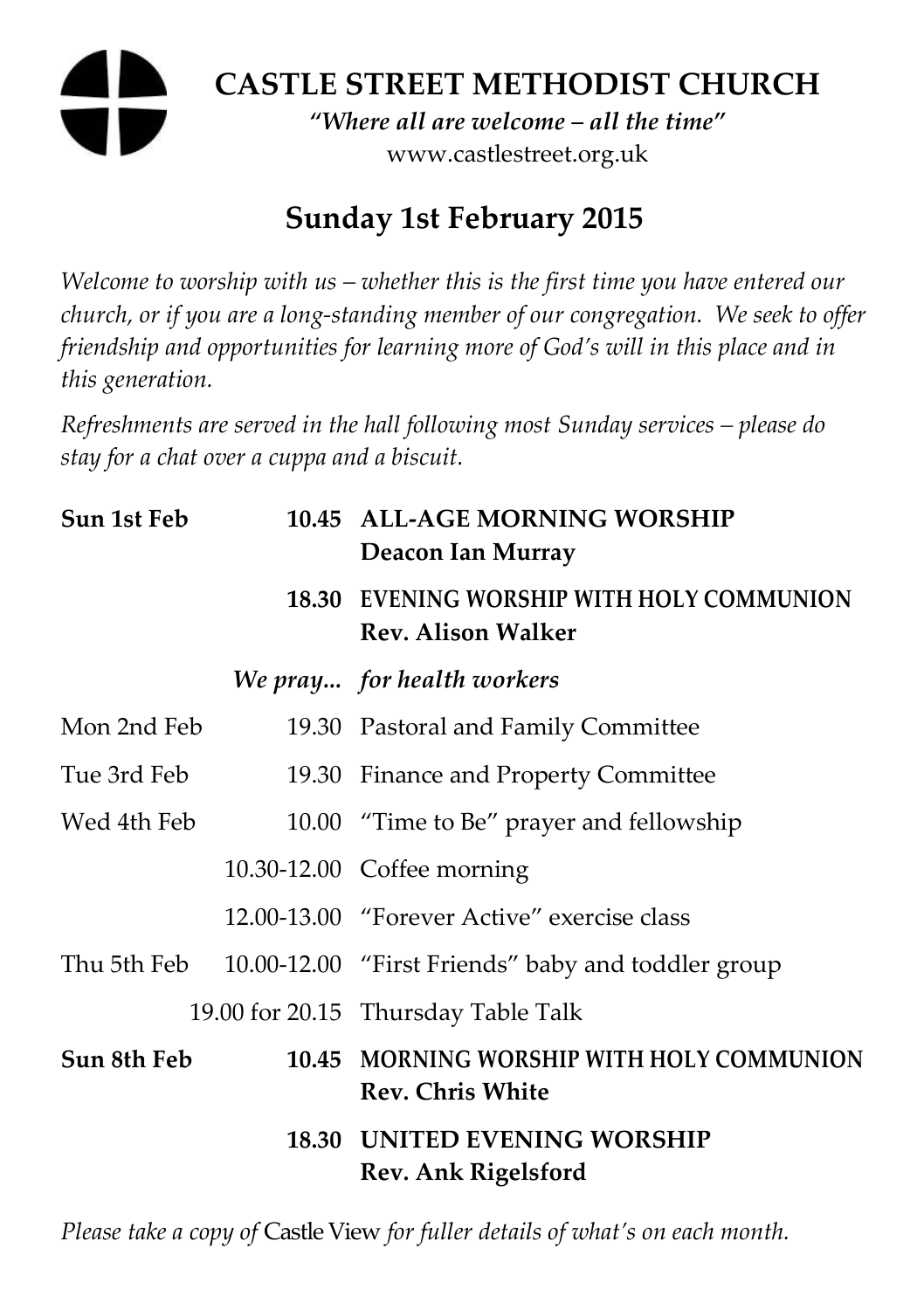# CASTLE STREET METHODIST CHURCH

*"Where all are welcome – all the time"*

www.castlestreet.org.uk

## Sunday 1st February 2015

*Welcome to worship with us – whether this is the first time you have entered our church, or if you are a long-standing member of our congregation. We seek to offer friendship and opportunities for learning more of God's will in this place and in this generation.*

*Refreshments are served in the hall following most Sunday services – please do stay for a chat over a cuppa and a biscuit.*

| | | |
|---|---|---|
| **Sun 1st Feb** | **10.45** | **ALL-AGE MORNING WORSHIP**<br>**Deacon Ian Murray** |
| | **18.30** | **EVENING WORSHIP WITH HOLY COMMUNION**<br>**Rev. Alison Walker** |
| | ***We pray...*** | ***for health workers*** |
| Mon 2nd Feb | 19.30 | Pastoral and Family Committee |
| Tue 3rd Feb | 19.30 | Finance and Property Committee |
| Wed 4th Feb | 10.00 | "Time to Be" prayer and fellowship |
| | 10.30-12.00 | Coffee morning |
| | 12.00-13.00 | "Forever Active" exercise class |
| Thu 5th Feb | 10.00-12.00 | "First Friends" baby and toddler group |
| | 19.00 for 20.15 | Thursday Table Talk |
| **Sun 8th Feb** | **10.45** | **MORNING WORSHIP WITH HOLY COMMUNION**<br>**Rev. Chris White** |
| | **18.30** | **UNITED EVENING WORSHIP**<br>**Rev. Ank Rigelsford** |

*Please take a copy of* Castle View *for fuller details of what's on each month.*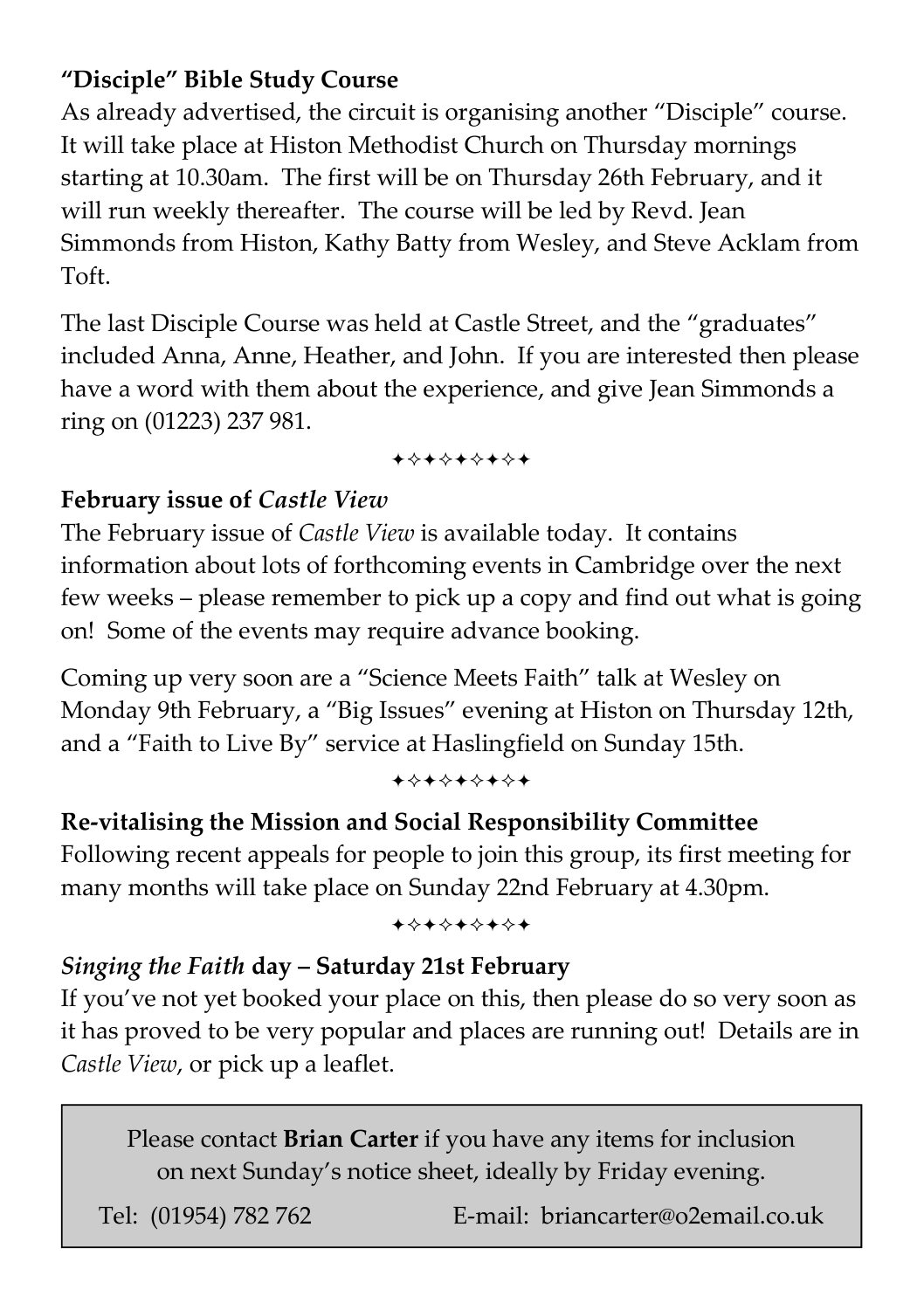**"Disciple" Bible Study Course**

As already advertised, the circuit is organising another "Disciple" course. It will take place at Histon Methodist Church on Thursday mornings starting at 10.30am. The first will be on Thursday 26th February, and it will run weekly thereafter. The course will be led by Revd. Jean Simmonds from Histon, Kathy Batty from Wesley, and Steve Acklam from Toft.

The last Disciple Course was held at Castle Street, and the "graduates" included Anna, Anne, Heather, and John. If you are interested then please have a word with them about the experience, and give Jean Simmonds a ring on (01223) 237 981.

✦✧✦✧✦✧✦✧✦

**February issue of *Castle View***

The February issue of *Castle View* is available today. It contains information about lots of forthcoming events in Cambridge over the next few weeks – please remember to pick up a copy and find out what is going on! Some of the events may require advance booking.

Coming up very soon are a "Science Meets Faith" talk at Wesley on Monday 9th February, a "Big Issues" evening at Histon on Thursday 12th, and a "Faith to Live By" service at Haslingfield on Sunday 15th.

✦✧✦✧✦✧✦✧✦

**Re-vitalising the Mission and Social Responsibility Committee**

Following recent appeals for people to join this group, its first meeting for many months will take place on Sunday 22nd February at 4.30pm.

✦✧✦✧✦✧✦✧✦

***Singing the Faith* day – Saturday 21st February**

If you've not yet booked your place on this, then please do so very soon as it has proved to be very popular and places are running out! Details are in *Castle View*, or pick up a leaflet.

Please contact **Brian Carter** if you have any items for inclusion on next Sunday's notice sheet, ideally by Friday evening.

Tel: (01954) 782 762 E-mail: briancarter@o2email.co.uk